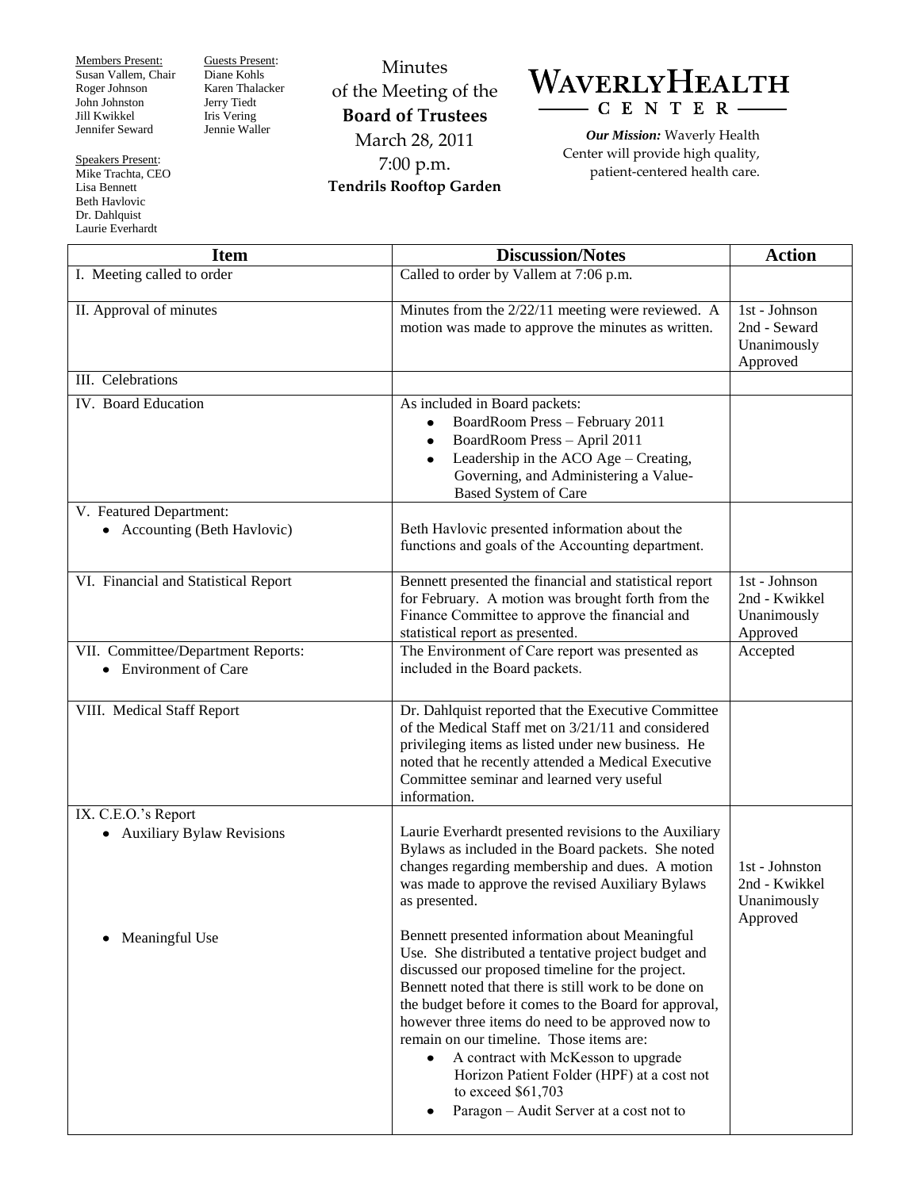Members Present:
Susan Vallem, Chair
Roger Johnson
John Johnston
Jill Kwikkel
Jennifer Seward

Guests Present:
Diane Kohls
Karen Thalacker
Jerry Tiedt
Iris Vering
Jennie Waller

Speakers Present:
Mike Trachta, CEO
Lisa Bennett
Beth Havlovic
Dr. Dahlquist
Laurie Everhardt

# Minutes of the Meeting of the Board of Trustees

March 28, 2011
7:00 p.m.
**Tendrils Rooftop Garden**

**WAVERLY HEALTH CENTER**

***Our Mission:*** Waverly Health Center will provide high quality, patient-centered health care.

| Item | Discussion/Notes | Action |
|---|---|---|
| I. Meeting called to order | Called to order by Vallem at 7:06 p.m. | |
| II. Approval of minutes | Minutes from the 2/22/11 meeting were reviewed. A motion was made to approve the minutes as written. | 1st - Johnson<br>2nd - Seward<br>Unanimously Approved |
| III. Celebrations | | |
| IV. Board Education | As included in Board packets:<br>• BoardRoom Press – February 2011<br>• BoardRoom Press – April 2011<br>• Leadership in the ACO Age – Creating, Governing, and Administering a Value-Based System of Care | |
| V. Featured Department:<br>• Accounting (Beth Havlovic) | Beth Havlovic presented information about the functions and goals of the Accounting department. | |
| VI. Financial and Statistical Report | Bennett presented the financial and statistical report for February. A motion was brought forth from the Finance Committee to approve the financial and statistical report as presented. | 1st - Johnson<br>2nd - Kwikkel<br>Unanimously Approved |
| VII. Committee/Department Reports:<br>• Environment of Care | The Environment of Care report was presented as included in the Board packets. | Accepted |
| VIII. Medical Staff Report | Dr. Dahlquist reported that the Executive Committee of the Medical Staff met on 3/21/11 and considered privileging items as listed under new business. He noted that he recently attended a Medical Executive Committee seminar and learned very useful information. | |
| IX. C.E.O.'s Report<br>• Auxiliary Bylaw Revisions | Laurie Everhardt presented revisions to the Auxiliary Bylaws as included in the Board packets. She noted changes regarding membership and dues. A motion was made to approve the revised Auxiliary Bylaws as presented. | 1st - Johnston<br>2nd - Kwikkel<br>Unanimously Approved |
| • Meaningful Use | Bennett presented information about Meaningful Use. She distributed a tentative project budget and discussed our proposed timeline for the project. Bennett noted that there is still work to be done on the budget before it comes to the Board for approval, however three items do need to be approved now to remain on our timeline. Those items are:<br>• A contract with McKesson to upgrade Horizon Patient Folder (HPF) at a cost not to exceed $61,703<br>• Paragon – Audit Server at a cost not to | |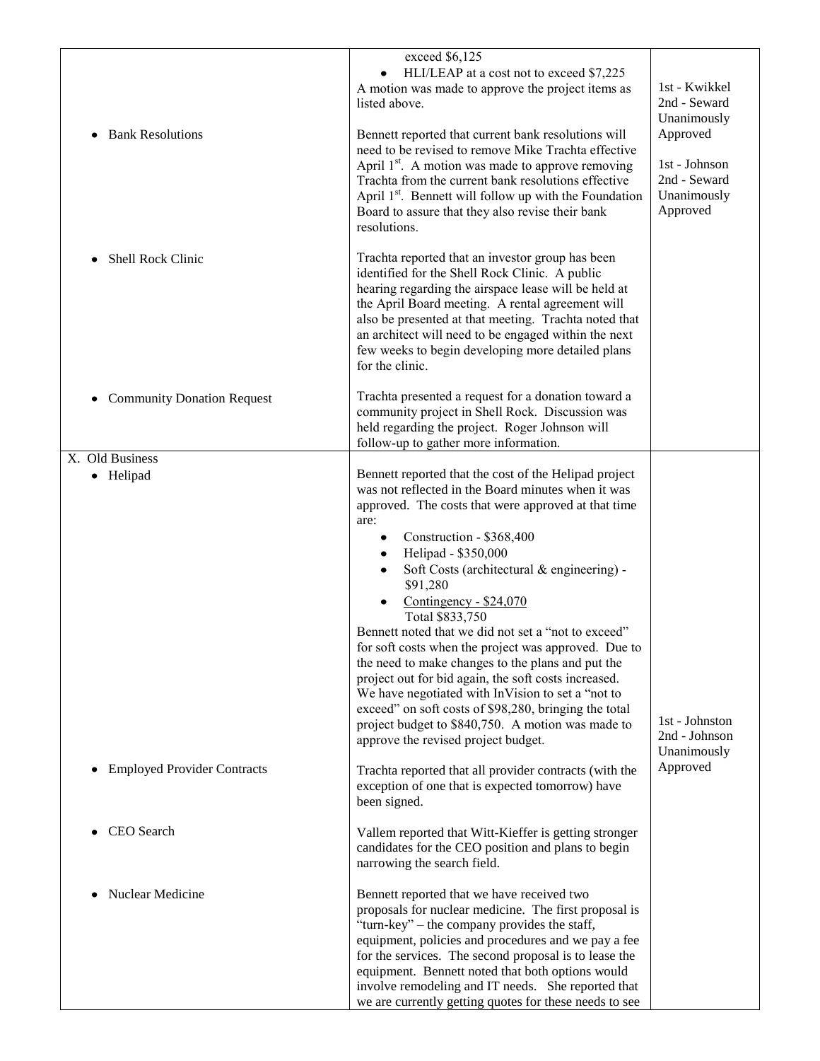| | | |
|---|---|---|
| | exceed $6,125<br>• HLI/LEAP at a cost not to exceed $7,225<br>A motion was made to approve the project items as listed above. | 1st - Kwikkel<br>2nd - Seward<br>Unanimously Approved |
| • Bank Resolutions | Bennett reported that current bank resolutions will need to be revised to remove Mike Trachta effective April 1st. A motion was made to approve removing Trachta from the current bank resolutions effective April 1st. Bennett will follow up with the Foundation Board to assure that they also revise their bank resolutions. | 1st - Johnson<br>2nd - Seward<br>Unanimously Approved |
| • Shell Rock Clinic | Trachta reported that an investor group has been identified for the Shell Rock Clinic. A public hearing regarding the airspace lease will be held at the April Board meeting. A rental agreement will also be presented at that meeting. Trachta noted that an architect will need to be engaged within the next few weeks to begin developing more detailed plans for the clinic. | |
| • Community Donation Request | Trachta presented a request for a donation toward a community project in Shell Rock. Discussion was held regarding the project. Roger Johnson will follow-up to gather more information. | |
| X. Old Business<br>• Helipad | Bennett reported that the cost of the Helipad project was not reflected in the Board minutes when it was approved. The costs that were approved at that time are:<br>• Construction - $368,400<br>• Helipad - $350,000<br>• Soft Costs (architectural & engineering) - $91,280<br>• Contingency - $24,070<br>Total $833,750<br>Bennett noted that we did not set a "not to exceed" for soft costs when the project was approved. Due to the need to make changes to the plans and put the project out for bid again, the soft costs increased. We have negotiated with InVision to set a "not to exceed" on soft costs of $98,280, bringing the total project budget to $840,750. A motion was made to approve the revised project budget. | 1st - Johnston<br>2nd - Johnson<br>Unanimously Approved |
| • Employed Provider Contracts | Trachta reported that all provider contracts (with the exception of one that is expected tomorrow) have been signed. | |
| • CEO Search | Vallem reported that Witt-Kieffer is getting stronger candidates for the CEO position and plans to begin narrowing the search field. | |
| • Nuclear Medicine | Bennett reported that we have received two proposals for nuclear medicine. The first proposal is "turn-key" – the company provides the staff, equipment, policies and procedures and we pay a fee for the services. The second proposal is to lease the equipment. Bennett noted that both options would involve remodeling and IT needs. She reported that we are currently getting quotes for these needs to see | |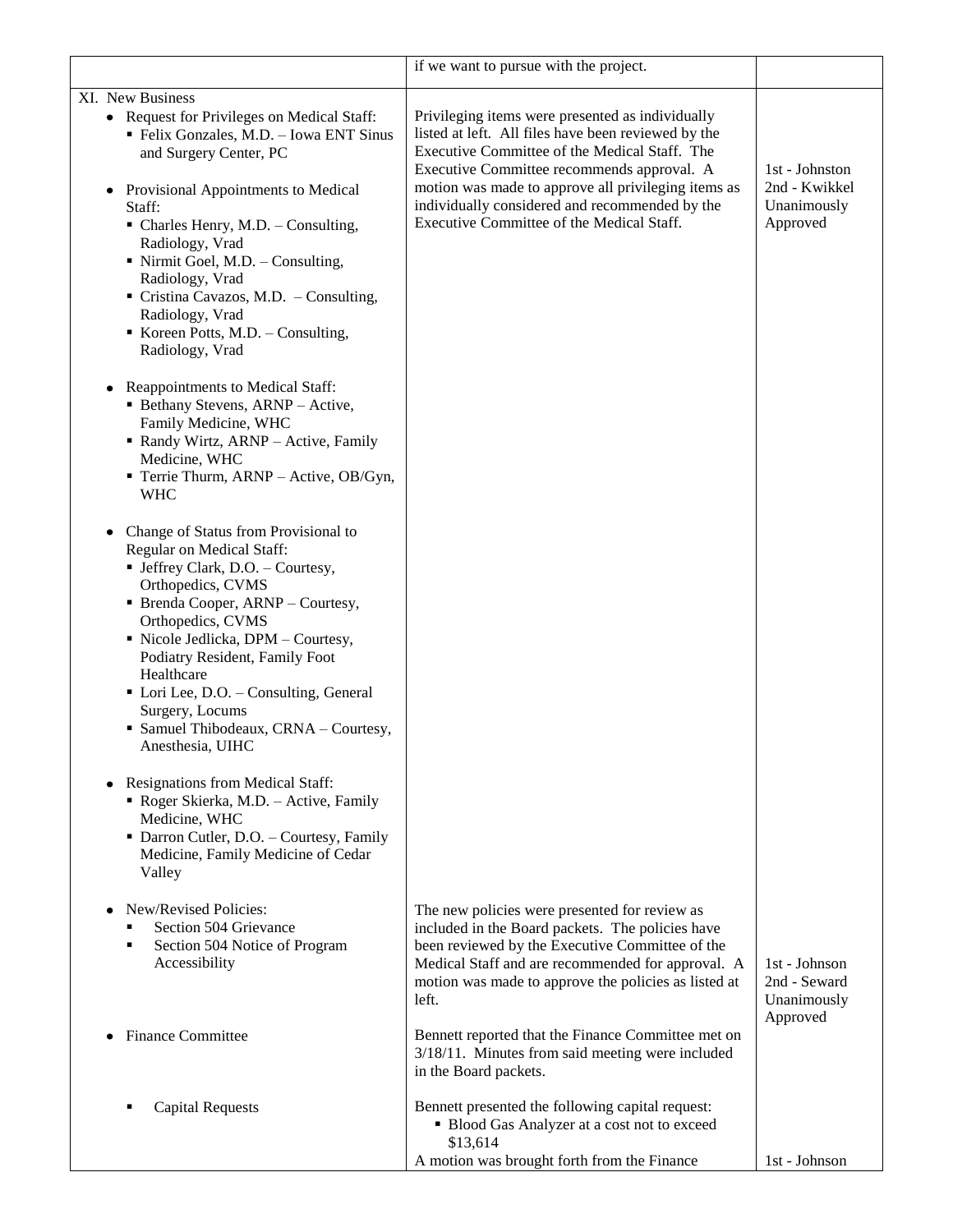| | | |
|---|---|---|
| | if we want to pursue with the project. | |
| XI. New Business<br>• Request for Privileges on Medical Staff:<br>▪ Felix Gonzales, M.D. – Iowa ENT Sinus and Surgery Center, PC<br><br>• Provisional Appointments to Medical Staff:<br>▪ Charles Henry, M.D. – Consulting, Radiology, Vrad<br>▪ Nirmit Goel, M.D. – Consulting, Radiology, Vrad<br>▪ Cristina Cavazos, M.D. – Consulting, Radiology, Vrad<br>▪ Koreen Potts, M.D. – Consulting, Radiology, Vrad<br><br>• Reappointments to Medical Staff:<br>▪ Bethany Stevens, ARNP – Active, Family Medicine, WHC<br>▪ Randy Wirtz, ARNP – Active, Family Medicine, WHC<br>▪ Terrie Thurm, ARNP – Active, OB/Gyn, WHC<br><br>• Change of Status from Provisional to Regular on Medical Staff:<br>▪ Jeffrey Clark, D.O. – Courtesy, Orthopedics, CVMS<br>▪ Brenda Cooper, ARNP – Courtesy, Orthopedics, CVMS<br>▪ Nicole Jedlicka, DPM – Courtesy, Podiatry Resident, Family Foot Healthcare<br>▪ Lori Lee, D.O. – Consulting, General Surgery, Locums<br>▪ Samuel Thibodeaux, CRNA – Courtesy, Anesthesia, UIHC<br><br>• Resignations from Medical Staff:<br>▪ Roger Skierka, M.D. – Active, Family Medicine, WHC<br>▪ Darron Cutler, D.O. – Courtesy, Family Medicine, Family Medicine of Cedar Valley | Privileging items were presented as individually listed at left. All files have been reviewed by the Executive Committee of the Medical Staff. The Executive Committee recommends approval. A motion was made to approve all privileging items as individually considered and recommended by the Executive Committee of the Medical Staff. | 1st - Johnston<br>2nd - Kwikkel<br>Unanimously Approved |
| • New/Revised Policies:<br>▪ Section 504 Grievance<br>▪ Section 504 Notice of Program Accessibility | The new policies were presented for review as included in the Board packets. The policies have been reviewed by the Executive Committee of the Medical Staff and are recommended for approval. A motion was made to approve the policies as listed at left. | 1st - Johnson<br>2nd - Seward<br>Unanimously Approved |
| • Finance Committee | Bennett reported that the Finance Committee met on 3/18/11. Minutes from said meeting were included in the Board packets. | |
| ▪ Capital Requests | Bennett presented the following capital request:<br>▪ Blood Gas Analyzer at a cost not to exceed $13,614<br>A motion was brought forth from the Finance | 1st - Johnson |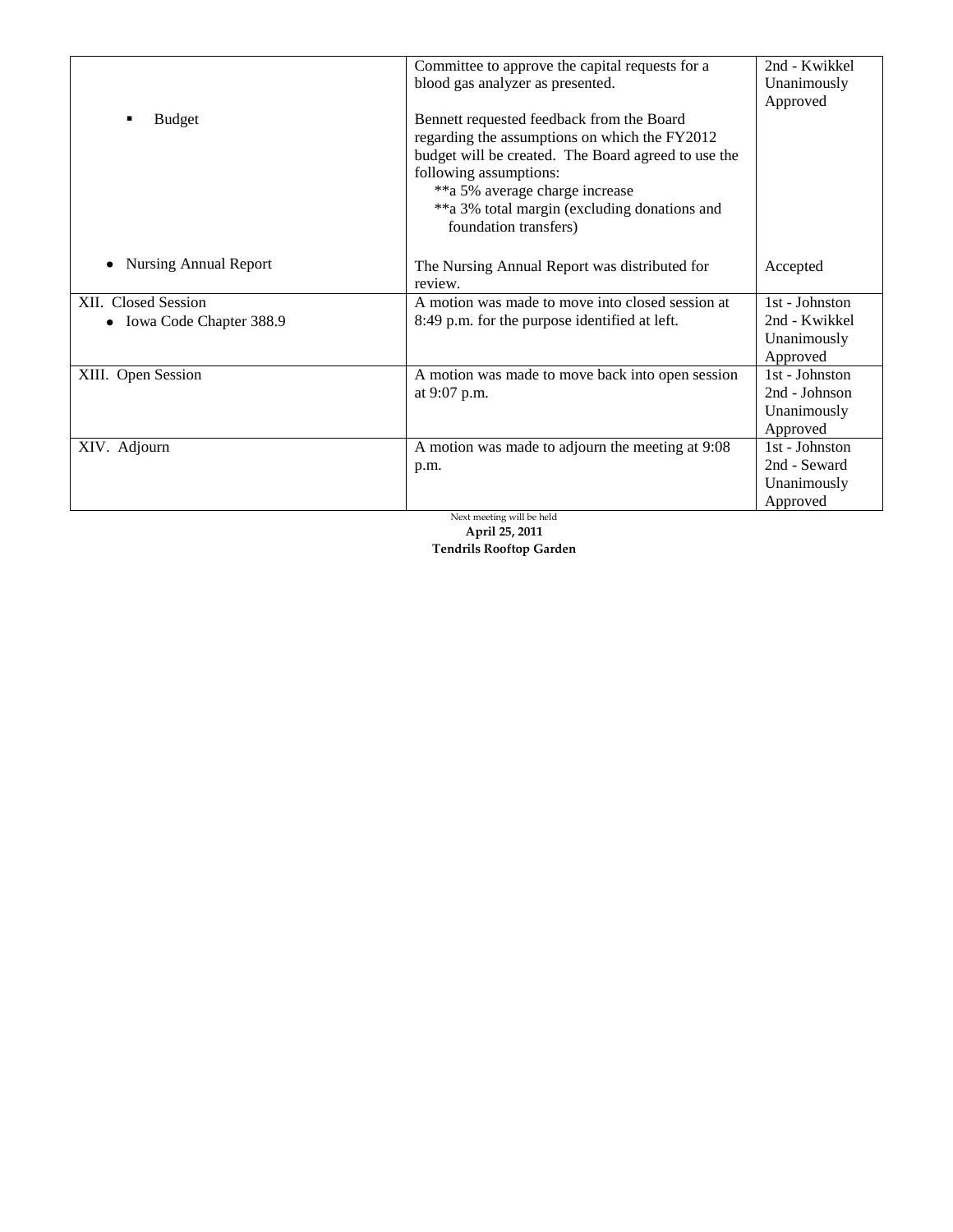| | | |
|---|---|---|
| | Committee to approve the capital requests for a blood gas analyzer as presented. | 2nd - Kwikkel Unanimously Approved |
| ▪ Budget | Bennett requested feedback from the Board regarding the assumptions on which the FY2012 budget will be created. The Board agreed to use the following assumptions:<br>**a 5% average charge increase<br>**a 3% total margin (excluding donations and foundation transfers) | |
| • Nursing Annual Report | The Nursing Annual Report was distributed for review. | Accepted |
| XII. Closed Session<br>• Iowa Code Chapter 388.9 | A motion was made to move into closed session at 8:49 p.m. for the purpose identified at left. | 1st - Johnston<br>2nd - Kwikkel<br>Unanimously Approved |
| XIII. Open Session | A motion was made to move back into open session at 9:07 p.m. | 1st - Johnston<br>2nd - Johnson<br>Unanimously Approved |
| XIV. Adjourn | A motion was made to adjourn the meeting at 9:08 p.m. | 1st - Johnston<br>2nd - Seward<br>Unanimously Approved |

Next meeting will be held

**April 25, 2011**

**Tendrils Rooftop Garden**